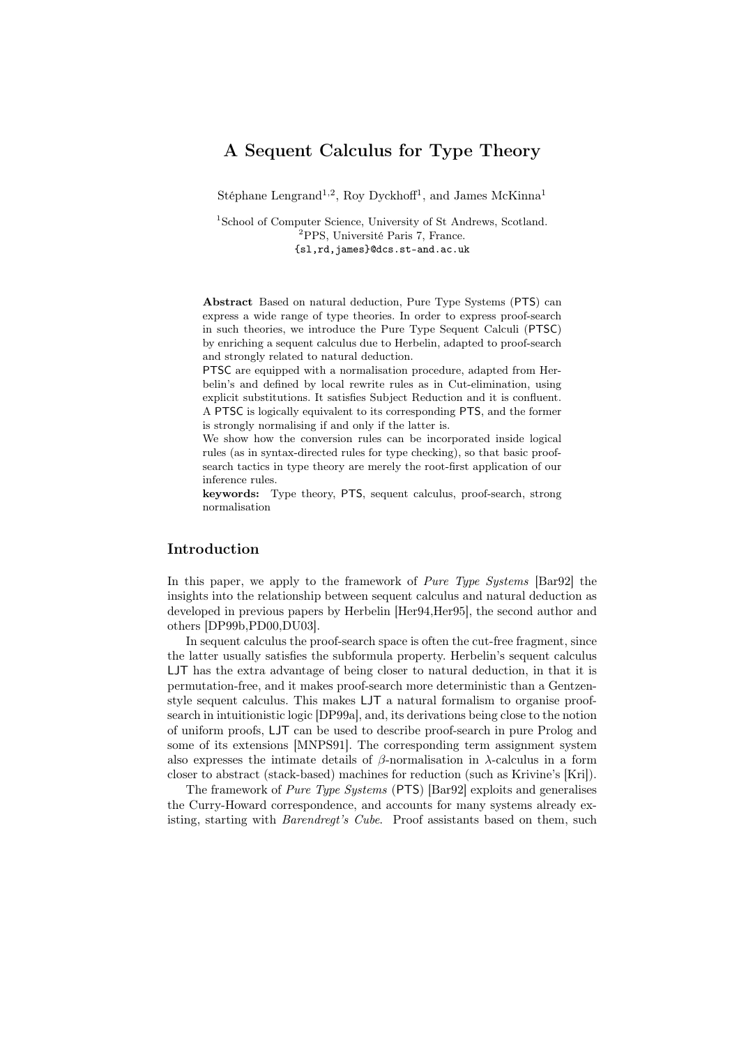# A Sequent Calculus for Type Theory

Stéphane Lengrand[1,2], Roy Dyckhoff[1], and James McKinna[1]

[1]School of Computer Science, University of St Andrews, Scotland.
[2]PPS, Université Paris 7, France.
{sl,rd,james}@dcs.st-and.ac.uk

**Abstract** Based on natural deduction, Pure Type Systems (PTS) can express a wide range of type theories. In order to express proof-search in such theories, we introduce the Pure Type Sequent Calculi (PTSC) by enriching a sequent calculus due to Herbelin, adapted to proof-search and strongly related to natural deduction.

PTSC are equipped with a normalisation procedure, adapted from Herbelin's and defined by local rewrite rules as in Cut-elimination, using explicit substitutions. It satisfies Subject Reduction and it is confluent. A PTSC is logically equivalent to its corresponding PTS, and the former is strongly normalising if and only if the latter is.

We show how the conversion rules can be incorporated inside logical rules (as in syntax-directed rules for type checking), so that basic proof-search tactics in type theory are merely the root-first application of our inference rules.

**keywords:** Type theory, PTS, sequent calculus, proof-search, strong normalisation

## Introduction

In this paper, we apply to the framework of *Pure Type Systems* [Bar92] the insights into the relationship between sequent calculus and natural deduction as developed in previous papers by Herbelin [Her94,Her95], the second author and others [DP99b,PD00,DU03].

In sequent calculus the proof-search space is often the cut-free fragment, since the latter usually satisfies the subformula property. Herbelin's sequent calculus LJT has the extra advantage of being closer to natural deduction, in that it is permutation-free, and it makes proof-search more deterministic than a Gentzen-style sequent calculus. This makes LJT a natural formalism to organise proof-search in intuitionistic logic [DP99a], and, its derivations being close to the notion of uniform proofs, LJT can be used to describe proof-search in pure Prolog and some of its extensions [MNPS91]. The corresponding term assignment system also expresses the intimate details of $\beta$-normalisation in $\lambda$-calculus in a form closer to abstract (stack-based) machines for reduction (such as Krivine's [Kri]).

The framework of *Pure Type Systems* (PTS) [Bar92] exploits and generalises the Curry-Howard correspondence, and accounts for many systems already existing, starting with *Barendregt's Cube*. Proof assistants based on them, such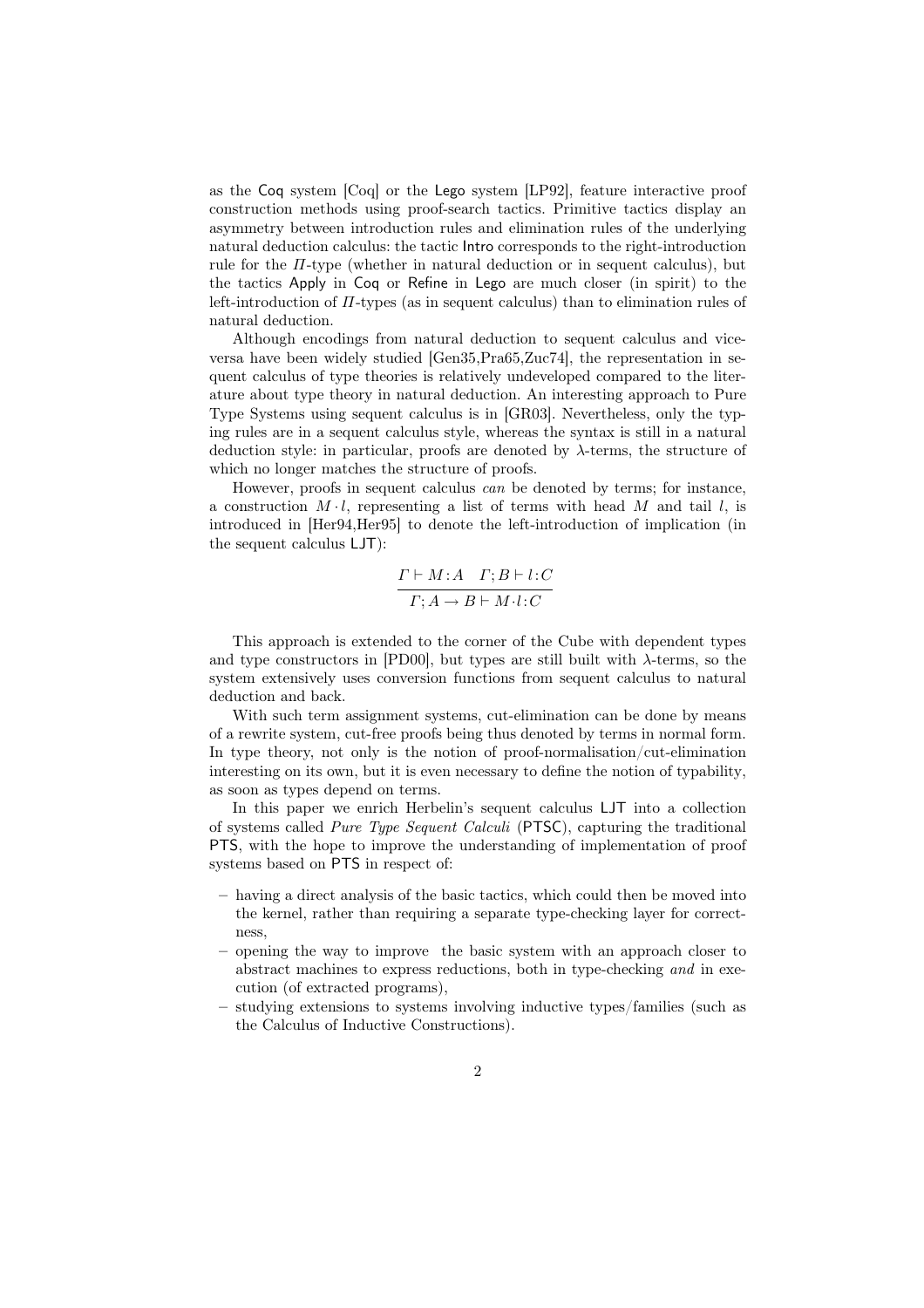as the Coq system [Coq] or the Lego system [LP92], feature interactive proof construction methods using proof-search tactics. Primitive tactics display an asymmetry between introduction rules and elimination rules of the underlying natural deduction calculus: the tactic Intro corresponds to the right-introduction rule for the $\Pi$-type (whether in natural deduction or in sequent calculus), but the tactics Apply in Coq or Refine in Lego are much closer (in spirit) to the left-introduction of $\Pi$-types (as in sequent calculus) than to elimination rules of natural deduction.

Although encodings from natural deduction to sequent calculus and vice-versa have been widely studied [Gen35,Pra65,Zuc74], the representation in sequent calculus of type theories is relatively undeveloped compared to the literature about type theory in natural deduction. An interesting approach to Pure Type Systems using sequent calculus is in [GR03]. Nevertheless, only the typing rules are in a sequent calculus style, whereas the syntax is still in a natural deduction style: in particular, proofs are denoted by $\lambda$-terms, the structure of which no longer matches the structure of proofs.

However, proofs in sequent calculus *can* be denoted by terms; for instance, a construction $M \cdot l$, representing a list of terms with head $M$ and tail $l$, is introduced in [Her94,Her95] to denote the left-introduction of implication (in the sequent calculus LJT):

$$\frac{\Gamma \vdash M : A \quad \Gamma ; B \vdash l : C}{\Gamma ; A \rightarrow B \vdash M \cdot l : C}$$

This approach is extended to the corner of the Cube with dependent types and type constructors in [PD00], but types are still built with $\lambda$-terms, so the system extensively uses conversion functions from sequent calculus to natural deduction and back.

With such term assignment systems, cut-elimination can be done by means of a rewrite system, cut-free proofs being thus denoted by terms in normal form. In type theory, not only is the notion of proof-normalisation/cut-elimination interesting on its own, but it is even necessary to define the notion of typability, as soon as types depend on terms.

In this paper we enrich Herbelin's sequent calculus LJT into a collection of systems called *Pure Type Sequent Calculi* (PTSC), capturing the traditional PTS, with the hope to improve the understanding of implementation of proof systems based on PTS in respect of:

- having a direct analysis of the basic tactics, which could then be moved into the kernel, rather than requiring a separate type-checking layer for correctness,
- opening the way to improve the basic system with an approach closer to abstract machines to express reductions, both in type-checking *and* in execution (of extracted programs),
- studying extensions to systems involving inductive types/families (such as the Calculus of Inductive Constructions).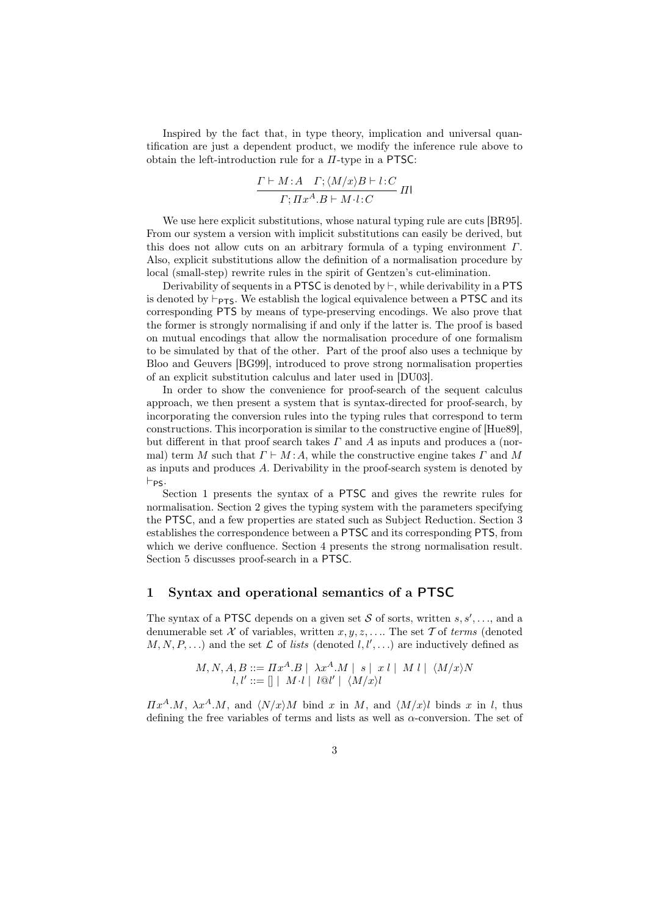Inspired by the fact that, in type theory, implication and universal quantification are just a dependent product, we modify the inference rule above to obtain the left-introduction rule for a $\Pi$-type in a PTSC:

$$\frac{\Gamma \vdash M\!:\!A \quad \Gamma; \langle M/x\rangle B \vdash l\!:\!C}{\Gamma; \Pi x^A.B \vdash M\!\cdot\! l\!:\!C}\ \Pi\mathsf{l}$$

We use here explicit substitutions, whose natural typing rule are cuts [BR95]. From our system a version with implicit substitutions can easily be derived, but this does not allow cuts on an arbitrary formula of a typing environment $\Gamma$. Also, explicit substitutions allow the definition of a normalisation procedure by local (small-step) rewrite rules in the spirit of Gentzen's cut-elimination.

Derivability of sequents in a PTSC is denoted by $\vdash$, while derivability in a PTS is denoted by $\vdash_{\mathsf{PTS}}$. We establish the logical equivalence between a PTSC and its corresponding PTS by means of type-preserving encodings. We also prove that the former is strongly normalising if and only if the latter is. The proof is based on mutual encodings that allow the normalisation procedure of one formalism to be simulated by that of the other. Part of the proof also uses a technique by Bloo and Geuvers [BG99], introduced to prove strong normalisation properties of an explicit substitution calculus and later used in [DU03].

In order to show the convenience for proof-search of the sequent calculus approach, we then present a system that is syntax-directed for proof-search, by incorporating the conversion rules into the typing rules that correspond to term constructions. This incorporation is similar to the constructive engine of [Hue89], but different in that proof search takes $\Gamma$ and $A$ as inputs and produces a (normal) term $M$ such that $\Gamma \vdash M\!:\!A$, while the constructive engine takes $\Gamma$ and $M$ as inputs and produces $A$. Derivability in the proof-search system is denoted by $\vdash_{\mathsf{PS}}$.

Section 1 presents the syntax of a PTSC and gives the rewrite rules for normalisation. Section 2 gives the typing system with the parameters specifying the PTSC, and a few properties are stated such as Subject Reduction. Section 3 establishes the correspondence between a PTSC and its corresponding PTS, from which we derive confluence. Section 4 presents the strong normalisation result. Section 5 discusses proof-search in a PTSC.

## 1 Syntax and operational semantics of a PTSC

The syntax of a PTSC depends on a given set $\mathcal{S}$ of sorts, written $s, s', \ldots$, and a denumerable set $\mathcal{X}$ of variables, written $x, y, z, \ldots$. The set $\mathcal{T}$ of *terms* (denoted $M, N, P, \ldots$) and the set $\mathcal{L}$ of *lists* (denoted $l, l', \ldots$) are inductively defined as

$$\begin{aligned} M, N, A, B &::= \Pi x^A.B \mid \lambda x^A.M \mid s \mid x\ l \mid M\ l \mid \langle M/x\rangle N \\ l, l' &::= [] \mid M\!\cdot\! l \mid l @ l' \mid \langle M/x\rangle l \end{aligned}$$

$\Pi x^A.M$, $\lambda x^A.M$, and $\langle N/x\rangle M$ bind $x$ in $M$, and $\langle M/x\rangle l$ binds $x$ in $l$, thus defining the free variables of terms and lists as well as $\alpha$-conversion. The set of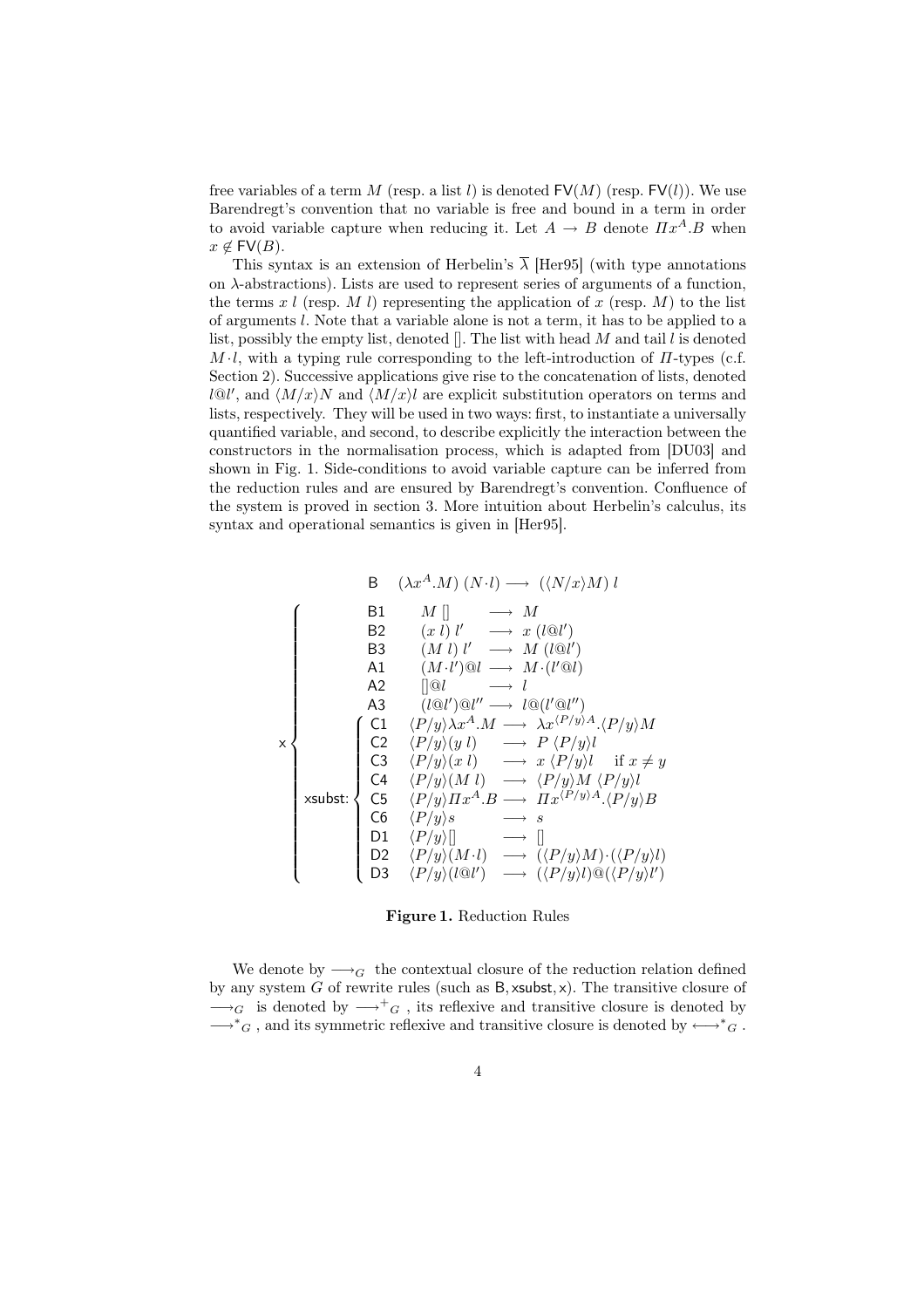free variables of a term $M$ (resp. a list $l$) is denoted $\mathsf{FV}(M)$ (resp. $\mathsf{FV}(l)$). We use Barendregt's convention that no variable is free and bound in a term in order to avoid variable capture when reducing it. Let $A \to B$ denote $\Pi x^A.B$ when $x \notin \mathsf{FV}(B)$.

This syntax is an extension of Herbelin's $\overline{\lambda}$ [Her95] (with type annotations on $\lambda$-abstractions). Lists are used to represent series of arguments of a function, the terms $x\ l$ (resp. $M\ l$) representing the application of $x$ (resp. $M$) to the list of arguments $l$. Note that a variable alone is not a term, it has to be applied to a list, possibly the empty list, denoted $[]$. The list with head $M$ and tail $l$ is denoted $M{\cdot}l$, with a typing rule corresponding to the left-introduction of $\Pi$-types (c.f. Section 2). Successive applications give rise to the concatenation of lists, denoted $l@l'$, and $\langle M/x\rangle N$ and $\langle M/x\rangle l$ are explicit substitution operators on terms and lists, respectively. They will be used in two ways: first, to instantiate a universally quantified variable, and second, to describe explicitly the interaction between the constructors in the normalisation process, which is adapted from [DU03] and shown in Fig. 1. Side-conditions to avoid variable capture can be inferred from the reduction rules and are ensured by Barendregt's convention. Confluence of the system is proved in section 3. More intuition about Herbelin's calculus, its syntax and operational semantics is given in [Her95].

$$
\begin{array}{lll}
& \mathsf{B} & (\lambda x^A.M)\ (N{\cdot}l) \longrightarrow (\langle N/x\rangle M)\ l \\[4pt]
\mathsf{x}\left\{\begin{array}{l} \\ \\ \\ \\ \\ \\ \\ \\ \\ \\ \\ \\ \\ \\ \\ \end{array}\right.
&
\begin{array}{l}
\begin{array}{lll}
\mathsf{B1} & M\ [] & \longrightarrow M \\
\mathsf{B2} & (x\ l)\ l' & \longrightarrow x\ (l@l') \\
\mathsf{B3} & (M\ l)\ l' & \longrightarrow M\ (l@l') \\
\mathsf{A1} & (M{\cdot}l')@l & \longrightarrow M{\cdot}(l'@l) \\
\mathsf{A2} & []@l & \longrightarrow l \\
\mathsf{A3} & (l@l')@l'' & \longrightarrow l@(l'@l'')
\end{array} \\
\mathsf{xsubst}: \left\{
\begin{array}{lll}
\mathsf{C1} & \langle P/y\rangle \lambda x^A.M & \longrightarrow \lambda x^{\langle P/y\rangle A}.\langle P/y\rangle M \\
\mathsf{C2} & \langle P/y\rangle (y\ l) & \longrightarrow P\ \langle P/y\rangle l \\
\mathsf{C3} & \langle P/y\rangle (x\ l) & \longrightarrow x\ \langle P/y\rangle l \quad \text{if } x \neq y \\
\mathsf{C4} & \langle P/y\rangle (M\ l) & \longrightarrow \langle P/y\rangle M\ \langle P/y\rangle l \\
\mathsf{C5} & \langle P/y\rangle \Pi x^A.B & \longrightarrow \Pi x^{\langle P/y\rangle A}.\langle P/y\rangle B \\
\mathsf{C6} & \langle P/y\rangle s & \longrightarrow s \\
\mathsf{D1} & \langle P/y\rangle [] & \longrightarrow [] \\
\mathsf{D2} & \langle P/y\rangle (M{\cdot}l) & \longrightarrow (\langle P/y\rangle M){\cdot}(\langle P/y\rangle l) \\
\mathsf{D3} & \langle P/y\rangle (l@l') & \longrightarrow (\langle P/y\rangle l)@(\langle P/y\rangle l')
\end{array}\right.
\end{array}
\end{array}
$$

**Figure 1.** Reduction Rules

We denote by $\longrightarrow_G$ the contextual closure of the reduction relation defined by any system $G$ of rewrite rules (such as $\mathsf{B}, \mathsf{xsubst}, \mathsf{x}$). The transitive closure of $\longrightarrow_G$ is denoted by $\longrightarrow^+_G$, its reflexive and transitive closure is denoted by $\longrightarrow^*_G$, and its symmetric reflexive and transitive closure is denoted by $\longleftrightarrow^*_G$.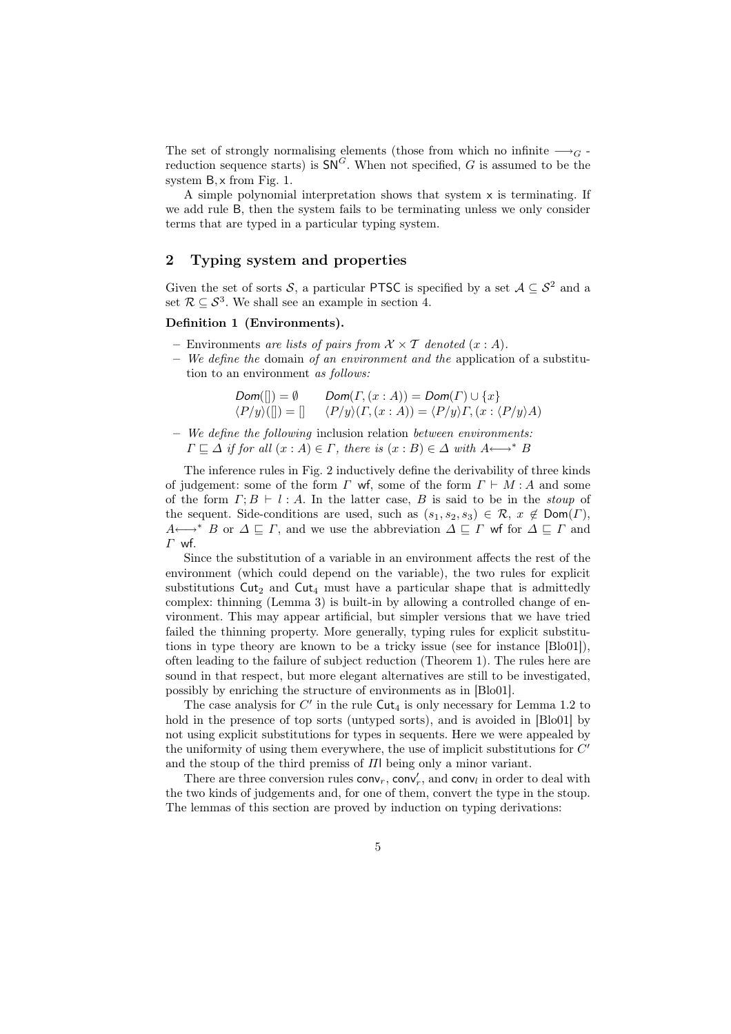The set of strongly normalising elements (those from which no infinite $\longrightarrow_G$-reduction sequence starts) is $\mathsf{SN}^G$. When not specified, $G$ is assumed to be the system $\mathsf{B}, \mathsf{x}$ from Fig. 1.

A simple polynomial interpretation shows that system $\mathsf{x}$ is terminating. If we add rule $\mathsf{B}$, then the system fails to be terminating unless we only consider terms that are typed in a particular typing system.

## 2 Typing system and properties

Given the set of sorts $\mathcal{S}$, a particular $\mathsf{PTSC}$ is specified by a set $\mathcal{A} \subseteq \mathcal{S}^2$ and a set $\mathcal{R} \subseteq \mathcal{S}^3$. We shall see an example in section 4.

**Definition 1 (Environments).**

- Environments *are lists of pairs from* $\mathcal{X} \times \mathcal{T}$ *denoted* $(x : A)$.
- *We define the* domain *of an environment and the* application of a substitution to an environment *as follows:*

$$\mathit{Dom}([]) = \emptyset \qquad \mathit{Dom}(\Gamma, (x : A)) = \mathit{Dom}(\Gamma) \cup \{x\}$$
$$\langle P/y\rangle([]) = [] \qquad \langle P/y\rangle(\Gamma, (x : A)) = \langle P/y\rangle\Gamma, (x : \langle P/y\rangle A)$$

- *We define the following* inclusion relation *between environments:*
$\Gamma \sqsubseteq \Delta$ *if for all* $(x : A) \in \Gamma$, *there is* $(x : B) \in \Delta$ *with* $A \longleftrightarrow^* B$

The inference rules in Fig. 2 inductively define the derivability of three kinds of judgement: some of the form $\Gamma$ wf, some of the form $\Gamma \vdash M : A$ and some of the form $\Gamma; B \vdash l : A$. In the latter case, $B$ is said to be in the *stoup* of the sequent. Side-conditions are used, such as $(s_1, s_2, s_3) \in \mathcal{R}$, $x \notin \mathsf{Dom}(\Gamma)$, $A \longleftrightarrow^* B$ or $\Delta \sqsubseteq \Gamma$, and we use the abbreviation $\Delta \sqsubseteq \Gamma$ wf for $\Delta \sqsubseteq \Gamma$ and $\Gamma$ wf.

Since the substitution of a variable in an environment affects the rest of the environment (which could depend on the variable), the two rules for explicit substitutions $\mathsf{Cut}_2$ and $\mathsf{Cut}_4$ must have a particular shape that is admittedly complex: thinning (Lemma 3) is built-in by allowing a controlled change of environment. This may appear artificial, but simpler versions that we have tried failed the thinning property. More generally, typing rules for explicit substitutions in type theory are known to be a tricky issue (see for instance [Blo01]), often leading to the failure of subject reduction (Theorem 1). The rules here are sound in that respect, but more elegant alternatives are still to be investigated, possibly by enriching the structure of environments as in [Blo01].

The case analysis for $C'$ in the rule $\mathsf{Cut}_4$ is only necessary for Lemma 1.2 to hold in the presence of top sorts (untyped sorts), and is avoided in [Blo01] by not using explicit substitutions for types in sequents. Here we were appealed by the uniformity of using them everywhere, the use of implicit substitutions for $C'$ and the stoup of the third premiss of $\Pi\mathsf{l}$ being only a minor variant.

There are three conversion rules $\mathsf{conv}_r$, $\mathsf{conv}'_r$, and $\mathsf{conv}_l$ in order to deal with the two kinds of judgements and, for one of them, convert the type in the stoup. The lemmas of this section are proved by induction on typing derivations: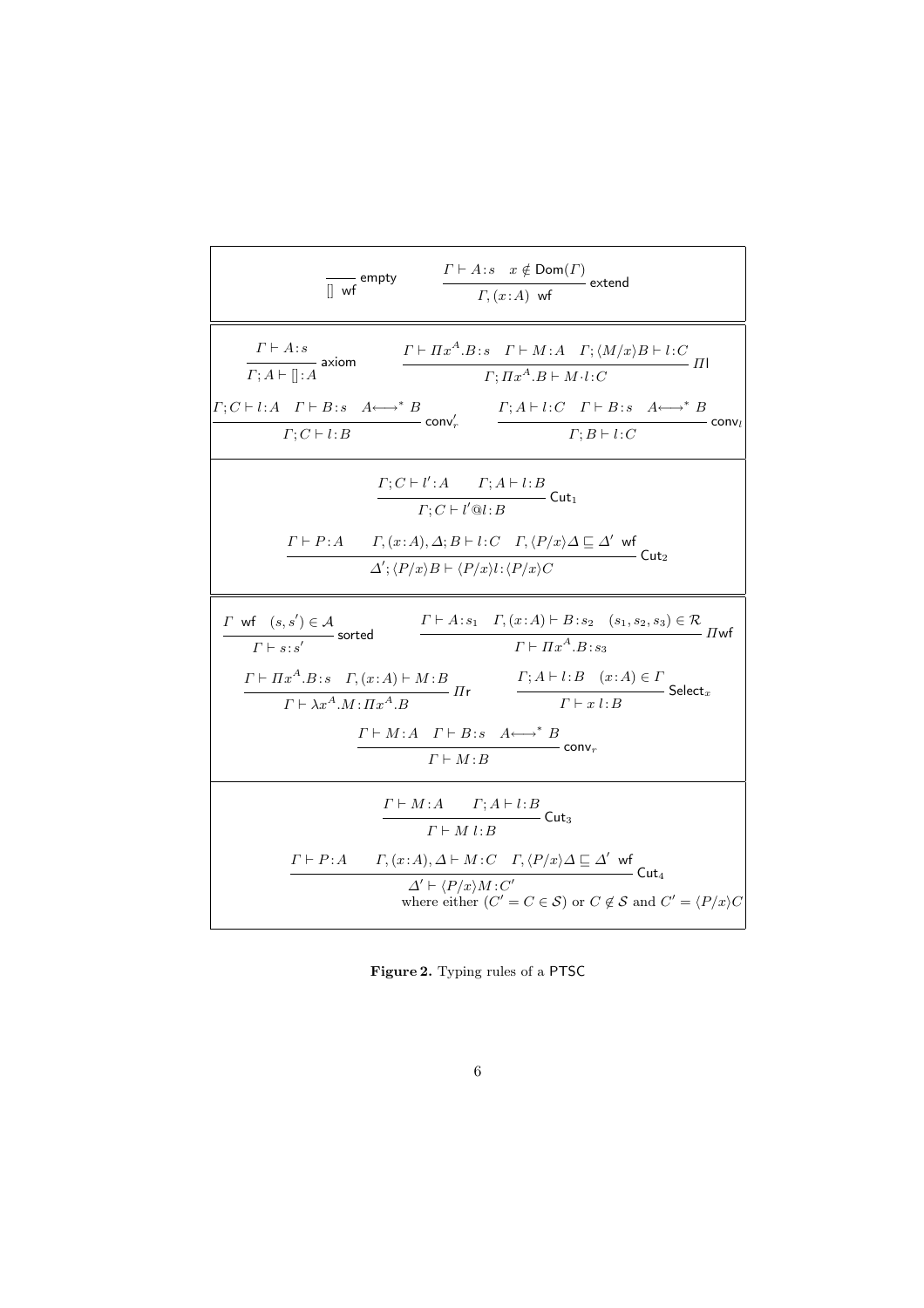$$\frac{}{[]\ \ \mathsf{wf}}\ \mathsf{empty} \qquad \frac{\Gamma \vdash A\!:\!s \quad x \notin \mathsf{Dom}(\Gamma)}{\Gamma, (x\!:\!A)\ \ \mathsf{wf}}\ \mathsf{extend}$$

$$\frac{\Gamma \vdash A\!:\!s}{\Gamma; A \vdash []\!:\!A}\ \mathsf{axiom} \qquad \frac{\Gamma \vdash \Pi x^A.B\!:\!s \quad \Gamma \vdash M\!:\!A \quad \Gamma; \langle M/x\rangle B \vdash l\!:\!C}{\Gamma; \Pi x^A.B \vdash M \cdot l\!:\!C}\ \Pi\mathsf{l}$$

$$\frac{\Gamma; C \vdash l\!:\!A \quad \Gamma \vdash B\!:\!s \quad A \longleftrightarrow^* B}{\Gamma; C \vdash l\!:\!B}\ \mathsf{conv}'_r \qquad \frac{\Gamma; A \vdash l\!:\!C \quad \Gamma \vdash B\!:\!s \quad A \longleftrightarrow^* B}{\Gamma; B \vdash l\!:\!C}\ \mathsf{conv}_l$$

$$\frac{\Gamma; C \vdash l'\!:\!A \qquad \Gamma; A \vdash l\!:\!B}{\Gamma; C \vdash l' @ l\!:\!B}\ \mathsf{Cut}_1$$

$$\frac{\Gamma \vdash P\!:\!A \qquad \Gamma, (x\!:\!A), \Delta; B \vdash l\!:\!C \quad \Gamma, \langle P/x\rangle\Delta \sqsubseteq \Delta'\ \ \mathsf{wf}}{\Delta'; \langle P/x\rangle B \vdash \langle P/x\rangle l\!:\!\langle P/x\rangle C}\ \mathsf{Cut}_2$$

$$\frac{\Gamma\ \ \mathsf{wf} \quad (s, s') \in \mathcal{A}}{\Gamma \vdash s\!:\!s'}\ \mathsf{sorted} \qquad \frac{\Gamma \vdash A\!:\!s_1 \quad \Gamma, (x\!:\!A) \vdash B\!:\!s_2 \quad (s_1, s_2, s_3) \in \mathcal{R}}{\Gamma \vdash \Pi x^A.B\!:\!s_3}\ \Pi\mathsf{wf}$$

$$\frac{\Gamma \vdash \Pi x^A.B\!:\!s \quad \Gamma, (x\!:\!A) \vdash M\!:\!B}{\Gamma \vdash \lambda x^A.M\!:\!\Pi x^A.B}\ \Pi\mathsf{r} \qquad \frac{\Gamma; A \vdash l\!:\!B \quad (x\!:\!A) \in \Gamma}{\Gamma \vdash x\ l\!:\!B}\ \mathsf{Select}_x$$

$$\frac{\Gamma \vdash M\!:\!A \quad \Gamma \vdash B\!:\!s \quad A \longleftrightarrow^* B}{\Gamma \vdash M\!:\!B}\ \mathsf{conv}_r$$

$$\frac{\Gamma \vdash M\!:\!A \qquad \Gamma; A \vdash l\!:\!B}{\Gamma \vdash M\ l\!:\!B}\ \mathsf{Cut}_3$$

$$\frac{\Gamma \vdash P\!:\!A \qquad \Gamma, (x\!:\!A), \Delta \vdash M\!:\!C \quad \Gamma, \langle P/x\rangle\Delta \sqsubseteq \Delta'\ \ \mathsf{wf}}{\Delta' \vdash \langle P/x\rangle M\!:\!C'}\ \mathsf{Cut}_4$$

where either $(C' = C \in \mathcal{S})$ or $C \notin \mathcal{S}$ and $C' = \langle P/x\rangle C$

**Figure 2.** Typing rules of a PTSC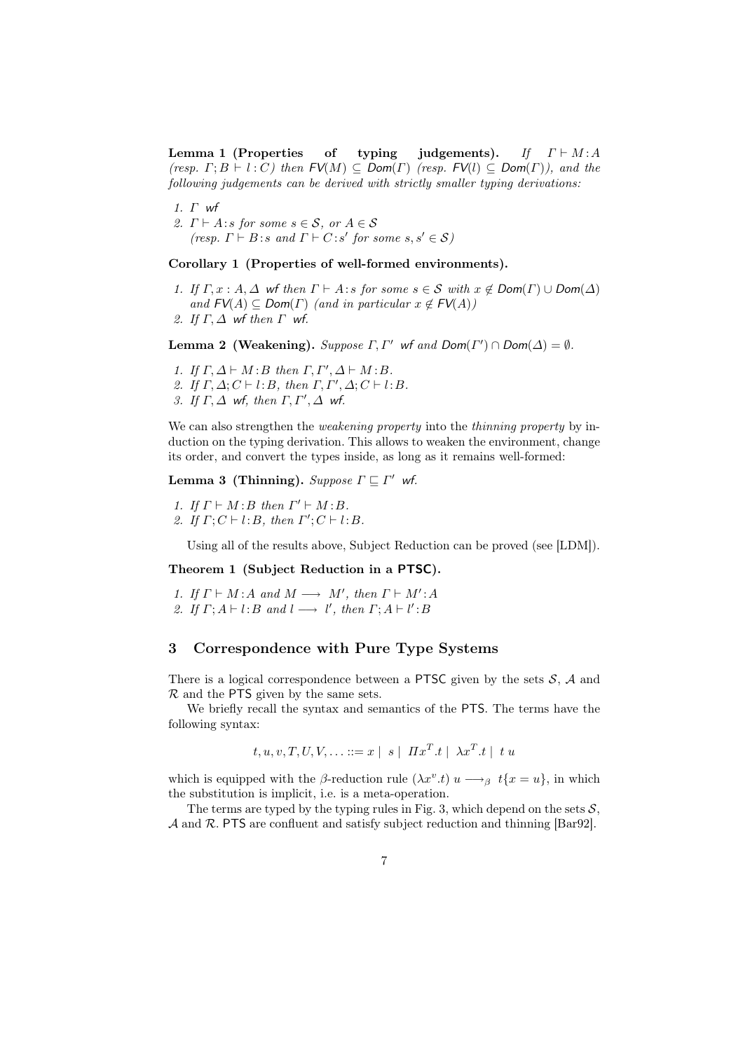**Lemma 1 (Properties of typing judgements).** *If* $\Gamma \vdash M : A$ *(resp.* $\Gamma; B \vdash l : C$*) then* $\mathsf{FV}(M) \subseteq \mathsf{Dom}(\Gamma)$ *(resp.* $\mathsf{FV}(l) \subseteq \mathsf{Dom}(\Gamma)$*), and the following judgements can be derived with strictly smaller typing derivations:*

1. $\Gamma$ *wf*
2. $\Gamma \vdash A : s$ *for some* $s \in \mathcal{S}$*, or* $A \in \mathcal{S}$
   *(resp.* $\Gamma \vdash B : s$ *and* $\Gamma \vdash C : s'$ *for some* $s, s' \in \mathcal{S}$*)*

**Corollary 1 (Properties of well-formed environments).**

1. *If* $\Gamma, x : A, \Delta$ *wf then* $\Gamma \vdash A : s$ *for some* $s \in \mathcal{S}$ *with* $x \notin \mathsf{Dom}(\Gamma) \cup \mathsf{Dom}(\Delta)$ *and* $\mathsf{FV}(A) \subseteq \mathsf{Dom}(\Gamma)$ *(and in particular* $x \notin \mathsf{FV}(A)$*)*
2. *If* $\Gamma, \Delta$ *wf then* $\Gamma$ *wf.*

**Lemma 2 (Weakening).** *Suppose* $\Gamma, \Gamma'$ *wf and* $\mathsf{Dom}(\Gamma') \cap \mathsf{Dom}(\Delta) = \emptyset$.

1. *If* $\Gamma, \Delta \vdash M : B$ *then* $\Gamma, \Gamma', \Delta \vdash M : B$.
2. *If* $\Gamma, \Delta; C \vdash l : B$*, then* $\Gamma, \Gamma', \Delta; C \vdash l : B$.
3. *If* $\Gamma, \Delta$ *wf, then* $\Gamma, \Gamma', \Delta$ *wf.*

We can also strengthen the *weakening property* into the *thinning property* by induction on the typing derivation. This allows to weaken the environment, change its order, and convert the types inside, as long as it remains well-formed:

**Lemma 3 (Thinning).** *Suppose* $\Gamma \sqsubseteq \Gamma'$ *wf.*

1. *If* $\Gamma \vdash M : B$ *then* $\Gamma' \vdash M : B$.
2. *If* $\Gamma; C \vdash l : B$*, then* $\Gamma'; C \vdash l : B$.

Using all of the results above, Subject Reduction can be proved (see [LDM]).

**Theorem 1 (Subject Reduction in a PTSC).**

1. *If* $\Gamma \vdash M : A$ *and* $M \longrightarrow M'$*, then* $\Gamma \vdash M' : A$
2. *If* $\Gamma; A \vdash l : B$ *and* $l \longrightarrow l'$*, then* $\Gamma; A \vdash l' : B$

## 3 Correspondence with Pure Type Systems

There is a logical correspondence between a PTSC given by the sets $\mathcal{S}$, $\mathcal{A}$ and $\mathcal{R}$ and the PTS given by the same sets.

We briefly recall the syntax and semantics of the PTS. The terms have the following syntax:

$$t, u, v, T, U, V, \ldots ::= x \mid s \mid \Pi x^T.t \mid \lambda x^T.t \mid t\ u$$

which is equipped with the $\beta$-reduction rule $(\lambda x^v.t)\ u \longrightarrow_\beta t\{x = u\}$, in which the substitution is implicit, i.e. is a meta-operation.

The terms are typed by the typing rules in Fig. 3, which depend on the sets $\mathcal{S}$, $\mathcal{A}$ and $\mathcal{R}$. PTS are confluent and satisfy subject reduction and thinning [Bar92].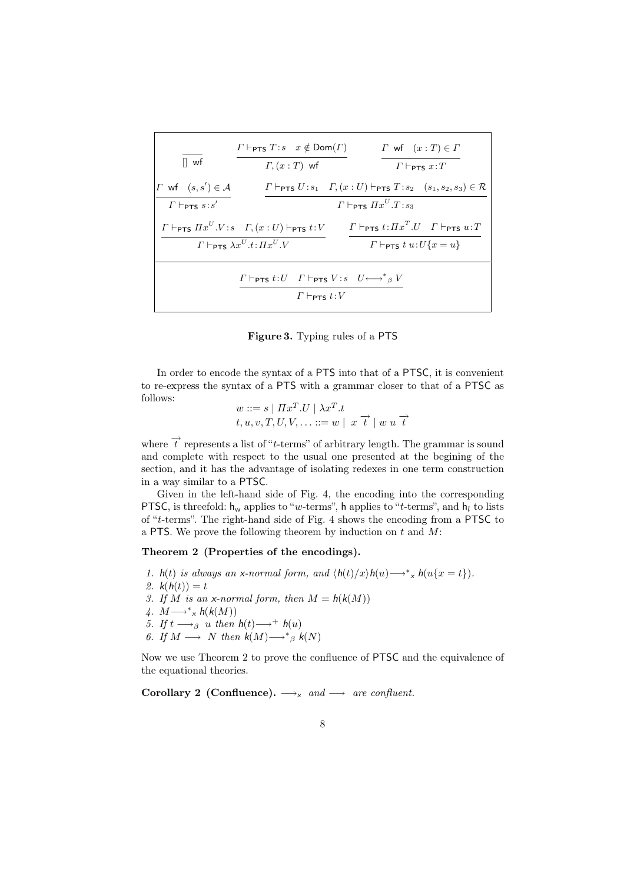$$\frac{}{[]\ \mathsf{wf}} \qquad \frac{\Gamma \vdash_{\mathsf{PTS}} T\!:\!s \quad x \notin \mathsf{Dom}(\Gamma)}{\Gamma, (x:T)\ \mathsf{wf}} \qquad \frac{\Gamma\ \mathsf{wf} \quad (x:T) \in \Gamma}{\Gamma \vdash_{\mathsf{PTS}} x\!:\!T}$$

$$\frac{\Gamma\ \mathsf{wf} \quad (s, s') \in \mathcal{A}}{\Gamma \vdash_{\mathsf{PTS}} s\!:\!s'} \qquad \frac{\Gamma \vdash_{\mathsf{PTS}} U\!:\!s_1 \quad \Gamma, (x:U) \vdash_{\mathsf{PTS}} T\!:\!s_2 \quad (s_1, s_2, s_3) \in \mathcal{R}}{\Gamma \vdash_{\mathsf{PTS}} \Pi x^U.T\!:\!s_3}$$

$$\frac{\Gamma \vdash_{\mathsf{PTS}} \Pi x^U.V\!:\!s \quad \Gamma, (x:U) \vdash_{\mathsf{PTS}} t\!:\!V}{\Gamma \vdash_{\mathsf{PTS}} \lambda x^U.t\!:\!\Pi x^U.V} \qquad \frac{\Gamma \vdash_{\mathsf{PTS}} t\!:\!\Pi x^T.U \quad \Gamma \vdash_{\mathsf{PTS}} u\!:\!T}{\Gamma \vdash_{\mathsf{PTS}} t\ u\!:\!U\{x = u\}}$$

$$\frac{\Gamma \vdash_{\mathsf{PTS}} t\!:\!U \quad \Gamma \vdash_{\mathsf{PTS}} V\!:\!s \quad U \longleftrightarrow^*_\beta V}{\Gamma \vdash_{\mathsf{PTS}} t\!:\!V}$$

**Figure 3.** Typing rules of a PTS

In order to encode the syntax of a PTS into that of a PTSC, it is convenient to re-express the syntax of a PTS with a grammar closer to that of a PTSC as follows:

$$w ::= s \mid \Pi x^T.U \mid \lambda x^T.t$$
$$t, u, v, T, U, V, \ldots ::= w \mid\ x\ \overrightarrow{t} \mid w\ u\ \overrightarrow{t}$$

where $\overrightarrow{t}$ represents a list of "$t$-terms" of arbitrary length. The grammar is sound and complete with respect to the usual one presented at the begining of the section, and it has the advantage of isolating redexes in one term construction in a way similar to a PTSC.

Given in the left-hand side of Fig. 4, the encoding into the corresponding PTSC, is threefold: $\mathsf{h_w}$ applies to "$w$-terms", $\mathsf{h}$ applies to "$t$-terms", and $\mathsf{h}_l$ to lists of "$t$-terms". The right-hand side of Fig. 4 shows the encoding from a PTSC to a PTS. We prove the following theorem by induction on $t$ and $M$:

**Theorem 2 (Properties of the encodings).**

1. $\mathsf{h}(t)$ *is always an* x*-normal form, and* $\langle \mathsf{h}(t)/x\rangle \mathsf{h}(u) \longrightarrow^*_{\mathsf{x}} \mathsf{h}(u\{x = t\})$.
2. $\mathsf{k}(\mathsf{h}(t)) = t$
3. *If* $M$ *is an* x*-normal form, then* $M = \mathsf{h}(\mathsf{k}(M))$
4. $M \longrightarrow^*_{\mathsf{x}} \mathsf{h}(\mathsf{k}(M))$
5. *If* $t \longrightarrow_\beta u$ *then* $\mathsf{h}(t) \longrightarrow^+ \mathsf{h}(u)$
6. *If* $M \longrightarrow N$ *then* $\mathsf{k}(M) \longrightarrow^*_\beta \mathsf{k}(N)$

Now we use Theorem 2 to prove the confluence of PTSC and the equivalence of the equational theories.

**Corollary 2 (Confluence).** $\longrightarrow_{\mathsf{x}}$ *and* $\longrightarrow$ *are confluent.*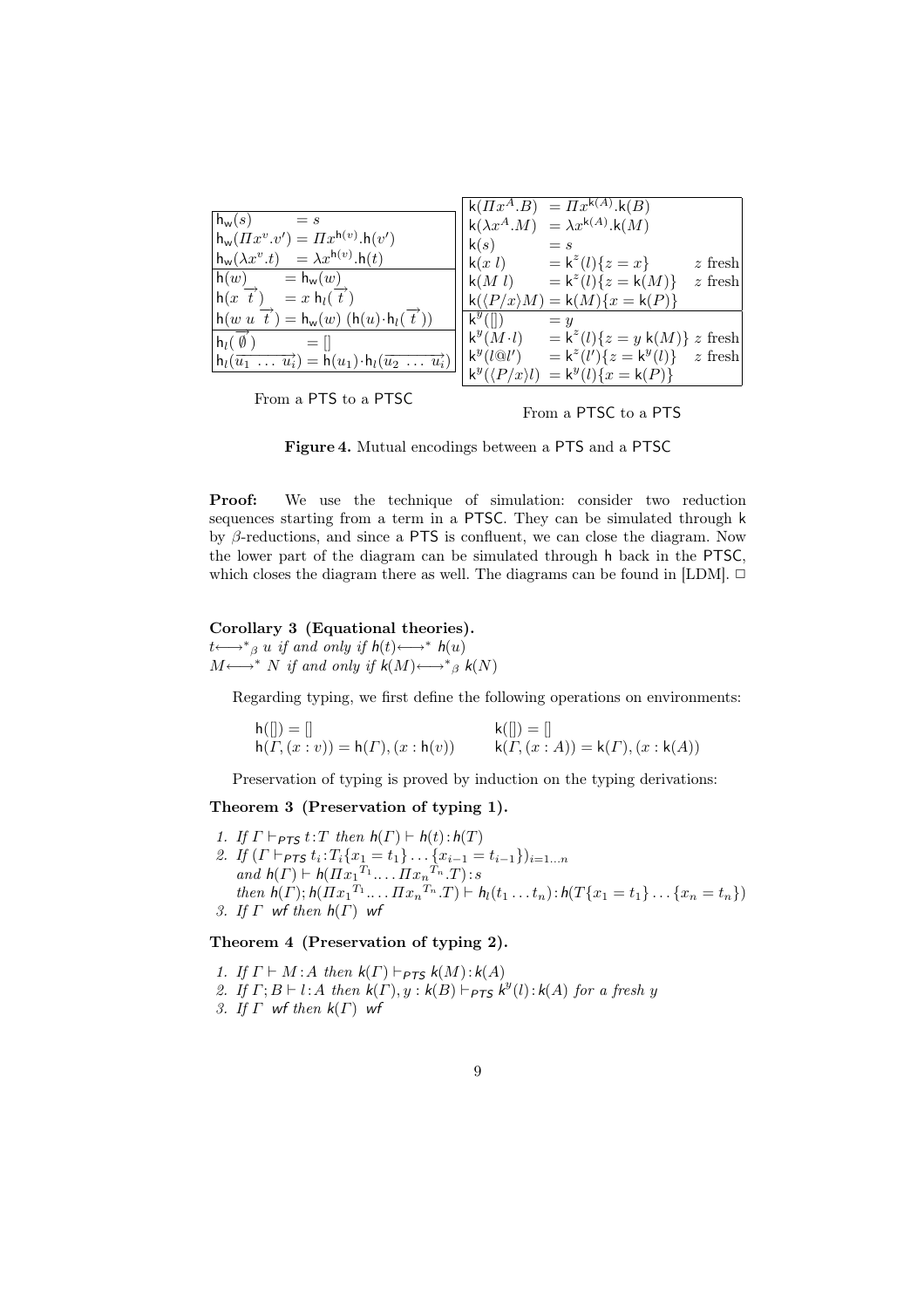| | | |
|---|---|---|
| $\mathsf{h_w}(s)$ | $= s$ | |
| $\mathsf{h_w}(\Pi x^v.v')$ | $= \Pi x^{\mathsf{h}(v)}.\mathsf{h}(v')$ | |
| $\mathsf{h_w}(\lambda x^v.t)$ | $= \lambda x^{\mathsf{h}(v)}.\mathsf{h}(t)$ | |
| $\mathsf{h}(w)$ | $= \mathsf{h_w}(w)$ | |
| $\mathsf{h}(x\ \overrightarrow{t})$ | $= x\ \mathsf{h}_l(\overrightarrow{t})$ | |
| $\mathsf{h}(w\ u\ \overrightarrow{t})$ | $= \mathsf{h_w}(w)\ (\mathsf{h}(u)\cdot \mathsf{h}_l(\overrightarrow{t}))$ | |
| $\mathsf{h}_l(\overrightarrow{\emptyset})$ | $= []$ | |
| $\mathsf{h}_l(\overrightarrow{u_1\ \dots\ u_i})$ | $= \mathsf{h}(u_1)\cdot \mathsf{h}_l(\overrightarrow{u_2\ \dots\ u_i})$ | |

From a PTS to a PTSC

| | | |
|---|---|---|
| $\mathsf{k}(\Pi x^A.B)$ | $= \Pi x^{\mathsf{k}(A)}.\mathsf{k}(B)$ | |
| $\mathsf{k}(\lambda x^A.M)$ | $= \lambda x^{\mathsf{k}(A)}.\mathsf{k}(M)$ | |
| $\mathsf{k}(s)$ | $= s$ | |
| $\mathsf{k}(x\ l)$ | $= \mathsf{k}^z(l)\{z = x\}$ | $z$ fresh |
| $\mathsf{k}(M\ l)$ | $= \mathsf{k}^z(l)\{z = \mathsf{k}(M)\}$ | $z$ fresh |
| $\mathsf{k}(\langle P/x\rangle M)$ | $= \mathsf{k}(M)\{x = \mathsf{k}(P)\}$ | |
| $\mathsf{k}^y([])$ | $= y$ | |
| $\mathsf{k}^y(M\cdot l)$ | $= \mathsf{k}^z(l)\{z = y\ \mathsf{k}(M)\}$ | $z$ fresh |
| $\mathsf{k}^y(l@l')$ | $= \mathsf{k}^z(l')\{z = \mathsf{k}^y(l)\}$ | $z$ fresh |
| $\mathsf{k}^y(\langle P/x\rangle l)$ | $= \mathsf{k}^y(l)\{x = \mathsf{k}(P)\}$ | |

From a PTSC to a PTS

**Figure 4.** Mutual encodings between a PTS and a PTSC

**Proof:** We use the technique of simulation: consider two reduction sequences starting from a term in a PTSC. They can be simulated through k by $\beta$-reductions, and since a PTS is confluent, we can close the diagram. Now the lower part of the diagram can be simulated through h back in the PTSC, which closes the diagram there as well. The diagrams can be found in [LDM]. □

**Corollary 3 (Equational theories).**
*$t \longleftrightarrow^*_\beta u$ if and only if $h(t) \longleftrightarrow^* h(u)$*
*$M \longleftrightarrow^* N$ if and only if $k(M) \longleftrightarrow^*_\beta k(N)$*

Regarding typing, we first define the following operations on environments:

$$\mathsf{h}([]) = [] \qquad\qquad \mathsf{k}([]) = []$$
$$\mathsf{h}(\Gamma, (x:v)) = \mathsf{h}(\Gamma), (x:\mathsf{h}(v)) \qquad \mathsf{k}(\Gamma, (x:A)) = \mathsf{k}(\Gamma), (x:\mathsf{k}(A))$$

Preservation of typing is proved by induction on the typing derivations:

**Theorem 3 (Preservation of typing 1).**

1. *If $\Gamma \vdash_{PTS} t:T$ then $h(\Gamma) \vdash h(t):h(T)$*
2. *If $(\Gamma \vdash_{PTS} t_i:T_i\{x_1 = t_1\}\dots\{x_{i-1} = t_{i-1}\})_{i=1\dots n}$ and $h(\Gamma) \vdash h(\Pi x_1{}^{T_1}\dots \Pi x_n{}^{T_n}.T):s$ then $h(\Gamma); h(\Pi x_1{}^{T_1}\dots \Pi x_n{}^{T_n}.T) \vdash h_l(t_1\dots t_n):h(T\{x_1 = t_1\}\dots\{x_n = t_n\})$*
3. *If $\Gamma$ wf then $h(\Gamma)$ wf*

**Theorem 4 (Preservation of typing 2).**

1. *If $\Gamma \vdash M:A$ then $k(\Gamma) \vdash_{PTS} k(M):k(A)$*
2. *If $\Gamma; B \vdash l:A$ then $k(\Gamma), y:k(B) \vdash_{PTS} k^y(l):k(A)$ for a fresh $y$*
3. *If $\Gamma$ wf then $k(\Gamma)$ wf*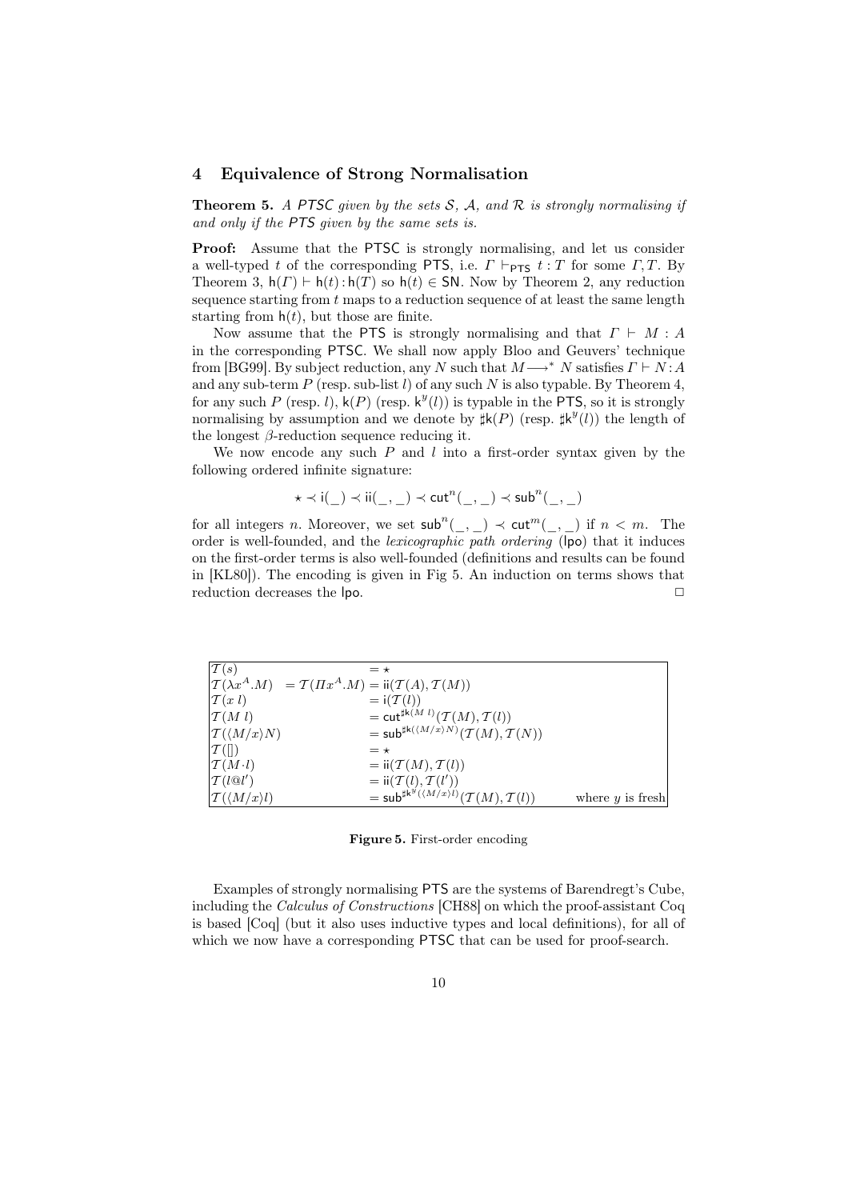## 4 Equivalence of Strong Normalisation

**Theorem 5.** *A PTSC given by the sets $\mathcal{S}$, $\mathcal{A}$, and $\mathcal{R}$ is strongly normalising if and only if the PTS given by the same sets is.*

**Proof:** Assume that the PTSC is strongly normalising, and let us consider a well-typed $t$ of the corresponding PTS, i.e. $\Gamma \vdash_{\mathsf{PTS}} t : T$ for some $\Gamma, T$. By Theorem 3, $\mathsf{h}(\Gamma) \vdash \mathsf{h}(t) : \mathsf{h}(T)$ so $\mathsf{h}(t) \in \mathsf{SN}$. Now by Theorem 2, any reduction sequence starting from $t$ maps to a reduction sequence of at least the same length starting from $\mathsf{h}(t)$, but those are finite.

Now assume that the PTS is strongly normalising and that $\Gamma \vdash M : A$ in the corresponding PTSC. We shall now apply Bloo and Geuvers' technique from [BG99]. By subject reduction, any $N$ such that $M \longrightarrow^* N$ satisfies $\Gamma \vdash N : A$ and any sub-term $P$ (resp. sub-list $l$) of any such $N$ is also typable. By Theorem 4, for any such $P$ (resp. $l$), $\mathsf{k}(P)$ (resp. $\mathsf{k}^y(l)$) is typable in the PTS, so it is strongly normalising by assumption and we denote by $\sharp\mathsf{k}(P)$ (resp. $\sharp\mathsf{k}^y(l)$) the length of the longest $\beta$-reduction sequence reducing it.

We now encode any such $P$ and $l$ into a first-order syntax given by the following ordered infinite signature:

$$\star \prec \mathsf{i}(\_) \prec \mathsf{ii}(\_,\_) \prec \mathsf{cut}^n(\_,\_) \prec \mathsf{sub}^n(\_,\_)$$

for all integers $n$. Moreover, we set $\mathsf{sub}^n(\_,\_) \prec \mathsf{cut}^m(\_,\_)$ if $n < m$. The order is well-founded, and the *lexicographic path ordering* (lpo) that it induces on the first-order terms is also well-founded (definitions and results can be found in [KL80]). The encoding is given in Fig 5. An induction on terms shows that reduction decreases the lpo. $\square$

| | | |
|---|---|---|
| $\mathcal{T}(s)$ | $= \star$ | |
| $\mathcal{T}(\lambda x^A.M) \;\; = \mathcal{T}(\Pi x^A.M)$ | $= \mathsf{ii}(\mathcal{T}(A), \mathcal{T}(M))$ | |
| $\mathcal{T}(x\ l)$ | $= \mathsf{i}(\mathcal{T}(l))$ | |
| $\mathcal{T}(M\ l)$ | $= \mathsf{cut}^{\sharp\mathsf{k}(M\ l)}(\mathcal{T}(M), \mathcal{T}(l))$ | |
| $\mathcal{T}(\langle M/x\rangle N)$ | $= \mathsf{sub}^{\sharp\mathsf{k}(\langle M/x\rangle N)}(\mathcal{T}(M), \mathcal{T}(N))$ | |
| $\mathcal{T}([])$ | $= \star$ | |
| $\mathcal{T}(M{\cdot}l)$ | $= \mathsf{ii}(\mathcal{T}(M), \mathcal{T}(l))$ | |
| $\mathcal{T}(l@l')$ | $= \mathsf{ii}(\mathcal{T}(l), \mathcal{T}(l'))$ | |
| $\mathcal{T}(\langle M/x\rangle l)$ | $= \mathsf{sub}^{\sharp\mathsf{k}^y(\langle M/x\rangle l)}(\mathcal{T}(M), \mathcal{T}(l))$ | where $y$ is fresh |

**Figure 5.** First-order encoding

Examples of strongly normalising PTS are the systems of Barendregt's Cube, including the *Calculus of Constructions* [CH88] on which the proof-assistant Coq is based [Coq] (but it also uses inductive types and local definitions), for all of which we now have a corresponding PTSC that can be used for proof-search.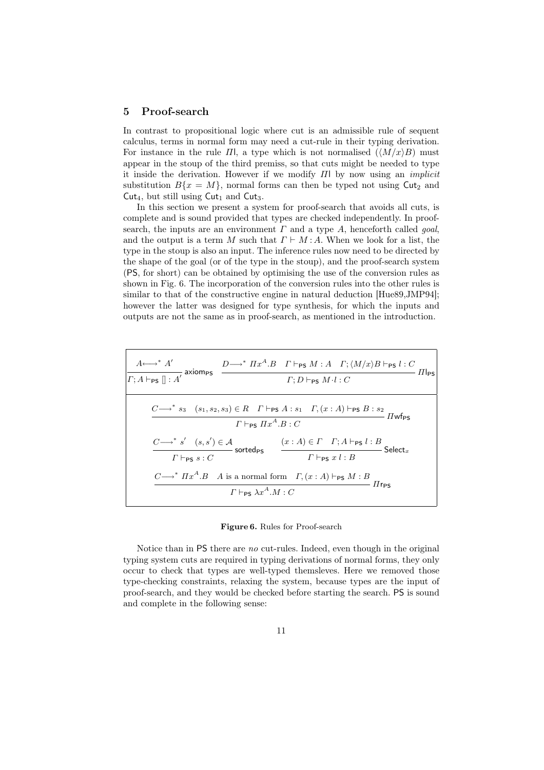## 5 Proof-search

In contrast to propositional logic where cut is an admissible rule of sequent calculus, terms in normal form may need a cut-rule in their typing derivation. For instance in the rule $\Pi$l, a type which is not normalised ($\langle M/x \rangle B$) must appear in the stoup of the third premiss, so that cuts might be needed to type it inside the derivation. However if we modify $\Pi$l by now using an *implicit* substitution $B\{x = M\}$, normal forms can then be typed not using $\mathsf{Cut}_2$ and $\mathsf{Cut}_4$, but still using $\mathsf{Cut}_1$ and $\mathsf{Cut}_3$.

In this section we present a system for proof-search that avoids all cuts, is complete and is sound provided that types are checked independently. In proof-search, the inputs are an environment $\Gamma$ and a type $A$, henceforth called *goal*, and the output is a term $M$ such that $\Gamma \vdash M : A$. When we look for a list, the type in the stoup is also an input. The inference rules now need to be directed by the shape of the goal (or of the type in the stoup), and the proof-search system (PS, for short) can be obtained by optimising the use of the conversion rules as shown in Fig. 6. The incorporation of the conversion rules into the other rules is similar to that of the constructive engine in natural deduction [Hue89,JMP94]; however the latter was designed for type synthesis, for which the inputs and outputs are not the same as in proof-search, as mentioned in the introduction.

$$\frac{A \longleftrightarrow^* A'}{\Gamma; A \vdash_{\mathsf{PS}} [\,] : A'}\ \mathsf{axiom}_{\mathsf{PS}} \qquad \frac{D \longrightarrow^* \Pi x^A.B \quad \Gamma \vdash_{\mathsf{PS}} M : A \quad \Gamma; \langle M/x \rangle B \vdash_{\mathsf{PS}} l : C}{\Gamma; D \vdash_{\mathsf{PS}} M \cdot l : C}\ \Pi\mathsf{l}_{\mathsf{PS}}$$

$$\frac{C \longrightarrow^* s_3 \quad (s_1, s_2, s_3) \in R \quad \Gamma \vdash_{\mathsf{PS}} A : s_1 \quad \Gamma, (x : A) \vdash_{\mathsf{PS}} B : s_2}{\Gamma \vdash_{\mathsf{PS}} \Pi x^A.B : C}\ \Pi\mathsf{wf}_{\mathsf{PS}}$$

$$\frac{C \longrightarrow^* s' \quad (s, s') \in \mathcal{A}}{\Gamma \vdash_{\mathsf{PS}} s : C}\ \mathsf{sorted}_{\mathsf{PS}} \qquad \frac{(x : A) \in \Gamma \quad \Gamma; A \vdash_{\mathsf{PS}} l : B}{\Gamma \vdash_{\mathsf{PS}} x\ l : B}\ \mathsf{Select}_x$$

$$\frac{C \longrightarrow^* \Pi x^A.B \quad A \text{ is a normal form} \quad \Gamma, (x : A) \vdash_{\mathsf{PS}} M : B}{\Gamma \vdash_{\mathsf{PS}} \lambda x^A.M : C}\ \Pi\mathsf{r}_{\mathsf{PS}}$$

**Figure 6.** Rules for Proof-search

Notice than in PS there are *no* cut-rules. Indeed, even though in the original typing system cuts are required in typing derivations of normal forms, they only occur to check that types are well-typed themsleves. Here we removed those type-checking constraints, relaxing the system, because types are the input of proof-search, and they would be checked before starting the search. PS is sound and complete in the following sense: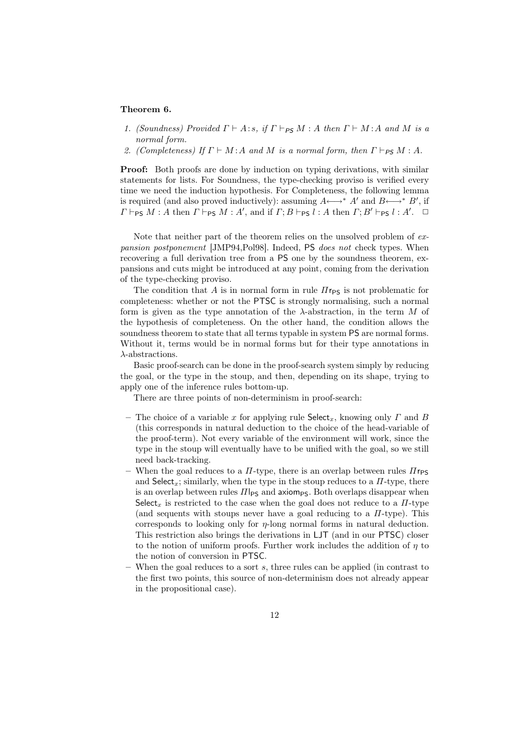**Theorem 6.**

1. *(Soundness) Provided $\Gamma \vdash A\!:\!s$, if $\Gamma \vdash_{\mathsf{PS}} M : A$ then $\Gamma \vdash M\!:\!A$ and $M$ is a normal form.*
2. *(Completeness) If $\Gamma \vdash M\!:\!A$ and $M$ is a normal form, then $\Gamma \vdash_{\mathsf{PS}} M : A$.*

**Proof:** Both proofs are done by induction on typing derivations, with similar statements for lists. For Soundness, the type-checking proviso is verified every time we need the induction hypothesis. For Completeness, the following lemma is required (and also proved inductively): assuming $A \longleftrightarrow^* A'$ and $B \longleftrightarrow^* B'$, if $\Gamma \vdash_{\mathsf{PS}} M : A$ then $\Gamma \vdash_{\mathsf{PS}} M : A'$, and if $\Gamma; B \vdash_{\mathsf{PS}} l : A$ then $\Gamma; B' \vdash_{\mathsf{PS}} l : A'$. $\square$

Note that neither part of the theorem relies on the unsolved problem of *expansion postponement* [JMP94,Pol98]. Indeed, PS *does not* check types. When recovering a full derivation tree from a PS one by the soundness theorem, expansions and cuts might be introduced at any point, coming from the derivation of the type-checking proviso.

The condition that $A$ is in normal form in rule $\Pi\mathsf{r}_{\mathsf{PS}}$ is not problematic for completeness: whether or not the PTSC is strongly normalising, such a normal form is given as the type annotation of the $\lambda$-abstraction, in the term $M$ of the hypothesis of completeness. On the other hand, the condition allows the soundness theorem to state that all terms typable in system PS are normal forms. Without it, terms would be in normal forms but for their type annotations in $\lambda$-abstractions.

Basic proof-search can be done in the proof-search system simply by reducing the goal, or the type in the stoup, and then, depending on its shape, trying to apply one of the inference rules bottom-up.

There are three points of non-determinism in proof-search:

- The choice of a variable $x$ for applying rule $\mathsf{Select}_x$, knowing only $\Gamma$ and $B$ (this corresponds in natural deduction to the choice of the head-variable of the proof-term). Not every variable of the environment will work, since the type in the stoup will eventually have to be unified with the goal, so we still need back-tracking.
- When the goal reduces to a $\Pi$-type, there is an overlap between rules $\Pi\mathsf{r}_{\mathsf{PS}}$ and $\mathsf{Select}_x$; similarly, when the type in the stoup reduces to a $\Pi$-type, there is an overlap between rules $\Pi\mathsf{l}_{\mathsf{PS}}$ and $\mathsf{axiom}_{\mathsf{PS}}$. Both overlaps disappear when $\mathsf{Select}_x$ is restricted to the case when the goal does not reduce to a $\Pi$-type (and sequents with stoups never have a goal reducing to a $\Pi$-type). This corresponds to looking only for $\eta$-long normal forms in natural deduction. This restriction also brings the derivations in LJT (and in our PTSC) closer to the notion of uniform proofs. Further work includes the addition of $\eta$ to the notion of conversion in PTSC.
- When the goal reduces to a sort $s$, three rules can be applied (in contrast to the first two points, this source of non-determinism does not already appear in the propositional case).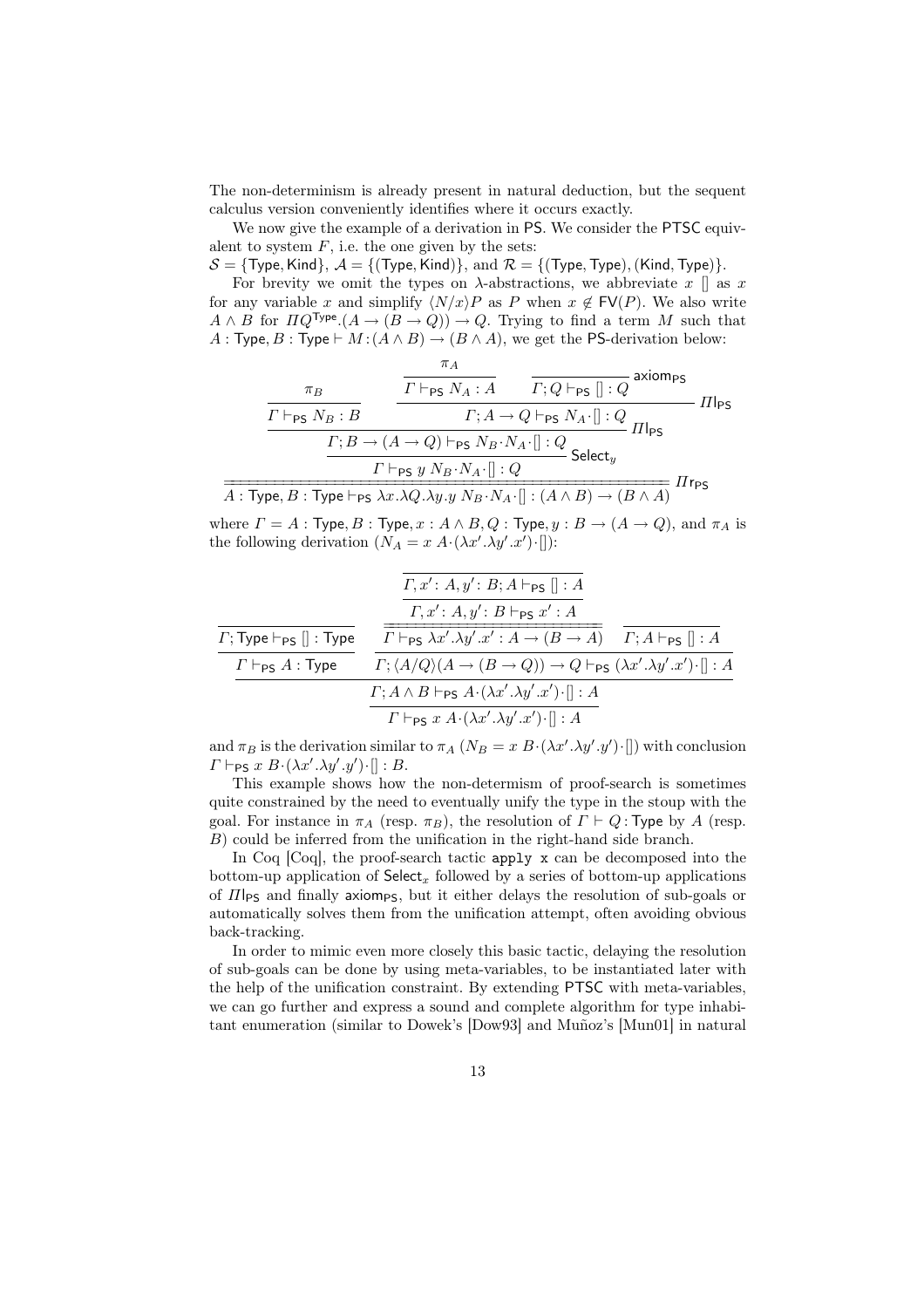The non-determinism is already present in natural deduction, but the sequent calculus version conveniently identifies where it occurs exactly.

We now give the example of a derivation in PS. We consider the PTSC equivalent to system $F$, i.e. the one given by the sets:
$\mathcal{S} = \{\mathsf{Type}, \mathsf{Kind}\}$, $\mathcal{A} = \{(\mathsf{Type}, \mathsf{Kind})\}$, and $\mathcal{R} = \{(\mathsf{Type}, \mathsf{Type}), (\mathsf{Kind}, \mathsf{Type})\}$.

For brevity we omit the types on $\lambda$-abstractions, we abbreviate $x\ []$ as $x$ for any variable $x$ and simplify $\langle N/x \rangle P$ as $P$ when $x \notin \mathsf{FV}(P)$. We also write $A \wedge B$ for $\Pi Q^{\mathsf{Type}}.(A \to (B \to Q)) \to Q$. Trying to find a term $M$ such that $A : \mathsf{Type}, B : \mathsf{Type} \vdash M : (A \wedge B) \to (B \wedge A)$, we get the PS-derivation below:

$$
\dfrac{\dfrac{\dfrac{\dfrac{\pi_B}{\Gamma \vdash_{\mathsf{PS}} N_B : B} \quad \dfrac{\dfrac{\pi_A}{\Gamma \vdash_{\mathsf{PS}} N_A : A} \quad \dfrac{}{\Gamma; Q \vdash_{\mathsf{PS}} [] : Q}\ \mathsf{axiom}_{\mathsf{PS}}}{\Gamma; A \to Q \vdash_{\mathsf{PS}} N_A \cdot [] : Q}\ \Pi\mathsf{l}_{\mathsf{PS}}}{\Gamma; B \to (A \to Q) \vdash_{\mathsf{PS}} N_B \cdot N_A \cdot [] : Q}\ \Pi\mathsf{l}_{\mathsf{PS}}}{\Gamma \vdash_{\mathsf{PS}} y\ N_B \cdot N_A \cdot [] : Q}\ \mathsf{Select}_y}{A : \mathsf{Type}, B : \mathsf{Type} \vdash_{\mathsf{PS}} \lambda x.\lambda Q.\lambda y.y\ N_B \cdot N_A \cdot [] : (A \wedge B) \to (B \wedge A)}\ \Pi\mathsf{r}_{\mathsf{PS}}
$$

where $\Gamma = A : \mathsf{Type}, B : \mathsf{Type}, x : A \wedge B, Q : \mathsf{Type}, y : B \to (A \to Q)$, and $\pi_A$ is the following derivation ($N_A = x\ A \cdot (\lambda x'.\lambda y'.x') \cdot []$):

$$
\dfrac{\dfrac{\dfrac{\Gamma; \mathsf{Type} \vdash_{\mathsf{PS}} [] : \mathsf{Type}}{\Gamma \vdash_{\mathsf{PS}} A : \mathsf{Type}} \quad \dfrac{\dfrac{\dfrac{\dfrac{}{\Gamma, x' : A, y' : B; A \vdash_{\mathsf{PS}} [] : A}}{\Gamma, x' : A, y' : B \vdash_{\mathsf{PS}} x' : A}}{\Gamma \vdash_{\mathsf{PS}} \lambda x'.\lambda y'.x' : A \to (B \to A)} \quad \dfrac{}{\Gamma; A \vdash_{\mathsf{PS}} [] : A}}{\Gamma; \langle A/Q \rangle (A \to (B \to Q)) \to Q \vdash_{\mathsf{PS}} (\lambda x'.\lambda y'.x') \cdot [] : A}}{\Gamma; A \wedge B \vdash_{\mathsf{PS}} A \cdot (\lambda x'.\lambda y'.x') \cdot [] : A}}{\Gamma \vdash_{\mathsf{PS}} x\ A \cdot (\lambda x'.\lambda y'.x') \cdot [] : A}
$$

and $\pi_B$ is the derivation similar to $\pi_A$ ($N_B = x\ B \cdot (\lambda x'.\lambda y'.y') \cdot []$) with conclusion $\Gamma \vdash_{\mathsf{PS}} x\ B \cdot (\lambda x'.\lambda y'.y') \cdot [] : B$.

This example shows how the non-determism of proof-search is sometimes quite constrained by the need to eventually unify the type in the stoup with the goal. For instance in $\pi_A$ (resp. $\pi_B$), the resolution of $\Gamma \vdash Q : \mathsf{Type}$ by $A$ (resp. $B$) could be inferred from the unification in the right-hand side branch.

In Coq [Coq], the proof-search tactic `apply x` can be decomposed into the bottom-up application of $\mathsf{Select}_x$ followed by a series of bottom-up applications of $\Pi\mathsf{l}_{\mathsf{PS}}$ and finally $\mathsf{axiom}_{\mathsf{PS}}$, but it either delays the resolution of sub-goals or automatically solves them from the unification attempt, often avoiding obvious back-tracking.

In order to mimic even more closely this basic tactic, delaying the resolution of sub-goals can be done by using meta-variables, to be instantiated later with the help of the unification constraint. By extending PTSC with meta-variables, we can go further and express a sound and complete algorithm for type inhabitant enumeration (similar to Dowek's [Dow93] and Muñoz's [Mun01] in natural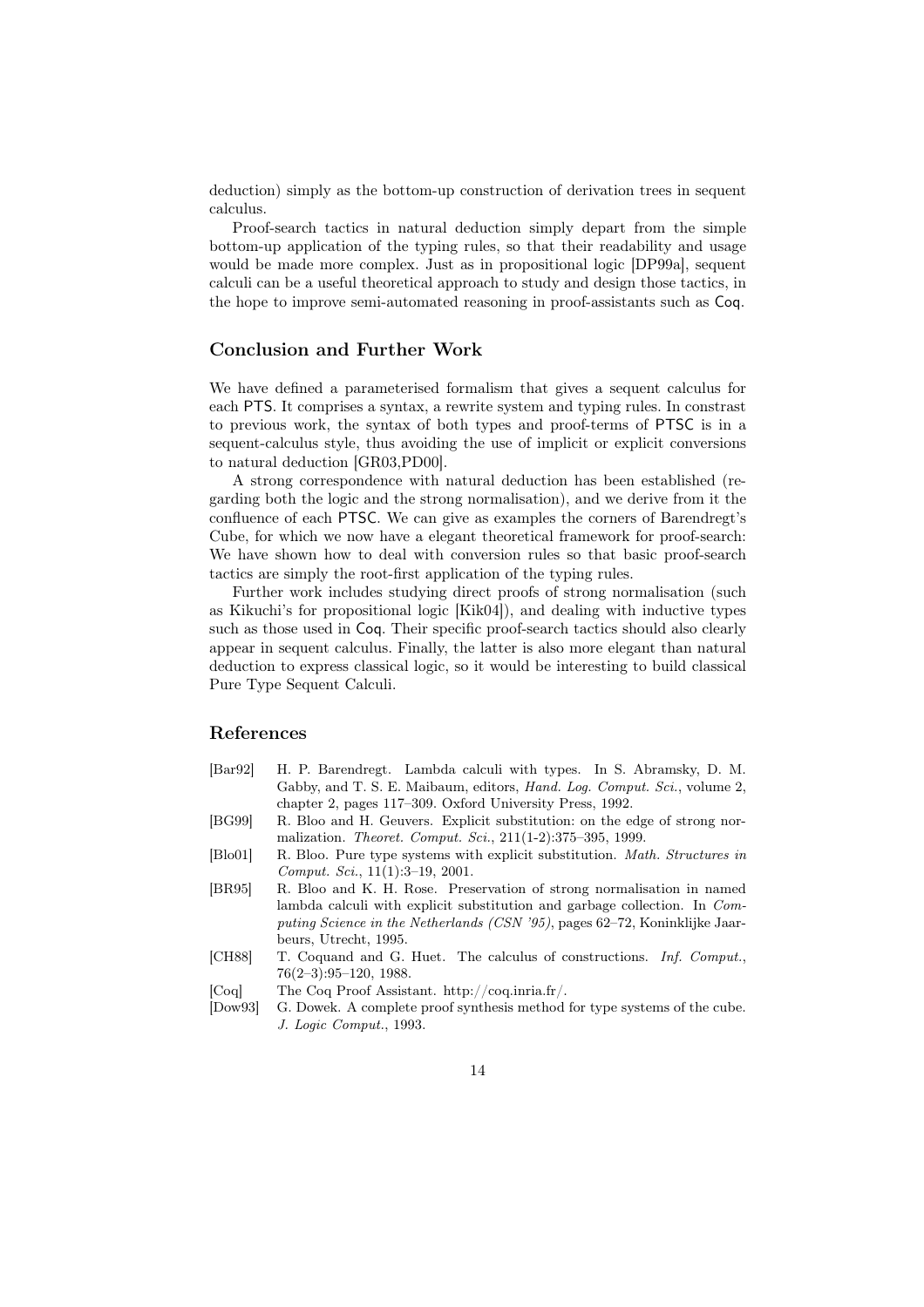deduction) simply as the bottom-up construction of derivation trees in sequent calculus.

Proof-search tactics in natural deduction simply depart from the simple bottom-up application of the typing rules, so that their readability and usage would be made more complex. Just as in propositional logic [DP99a], sequent calculi can be a useful theoretical approach to study and design those tactics, in the hope to improve semi-automated reasoning in proof-assistants such as Coq.

## Conclusion and Further Work

We have defined a parameterised formalism that gives a sequent calculus for each PTS. It comprises a syntax, a rewrite system and typing rules. In constrast to previous work, the syntax of both types and proof-terms of PTSC is in a sequent-calculus style, thus avoiding the use of implicit or explicit conversions to natural deduction [GR03,PD00].

A strong correspondence with natural deduction has been established (regarding both the logic and the strong normalisation), and we derive from it the confluence of each PTSC. We can give as examples the corners of Barendregt's Cube, for which we now have a elegant theoretical framework for proof-search: We have shown how to deal with conversion rules so that basic proof-search tactics are simply the root-first application of the typing rules.

Further work includes studying direct proofs of strong normalisation (such as Kikuchi's for propositional logic [Kik04]), and dealing with inductive types such as those used in Coq. Their specific proof-search tactics should also clearly appear in sequent calculus. Finally, the latter is also more elegant than natural deduction to express classical logic, so it would be interesting to build classical Pure Type Sequent Calculi.

## References

- [Bar92] H. P. Barendregt. Lambda calculi with types. In S. Abramsky, D. M. Gabby, and T. S. E. Maibaum, editors, *Hand. Log. Comput. Sci.*, volume 2, chapter 2, pages 117–309. Oxford University Press, 1992.
- [BG99] R. Bloo and H. Geuvers. Explicit substitution: on the edge of strong normalization. *Theoret. Comput. Sci.*, 211(1-2):375–395, 1999.
- [Blo01] R. Bloo. Pure type systems with explicit substitution. *Math. Structures in Comput. Sci.*, 11(1):3–19, 2001.
- [BR95] R. Bloo and K. H. Rose. Preservation of strong normalisation in named lambda calculi with explicit substitution and garbage collection. In *Computing Science in the Netherlands (CSN '95)*, pages 62–72, Koninklijke Jaarbeurs, Utrecht, 1995.
- [CH88] T. Coquand and G. Huet. The calculus of constructions. *Inf. Comput.*, 76(2–3):95–120, 1988.
- [Coq] The Coq Proof Assistant. http://coq.inria.fr/.
- [Dow93] G. Dowek. A complete proof synthesis method for type systems of the cube. *J. Logic Comput.*, 1993.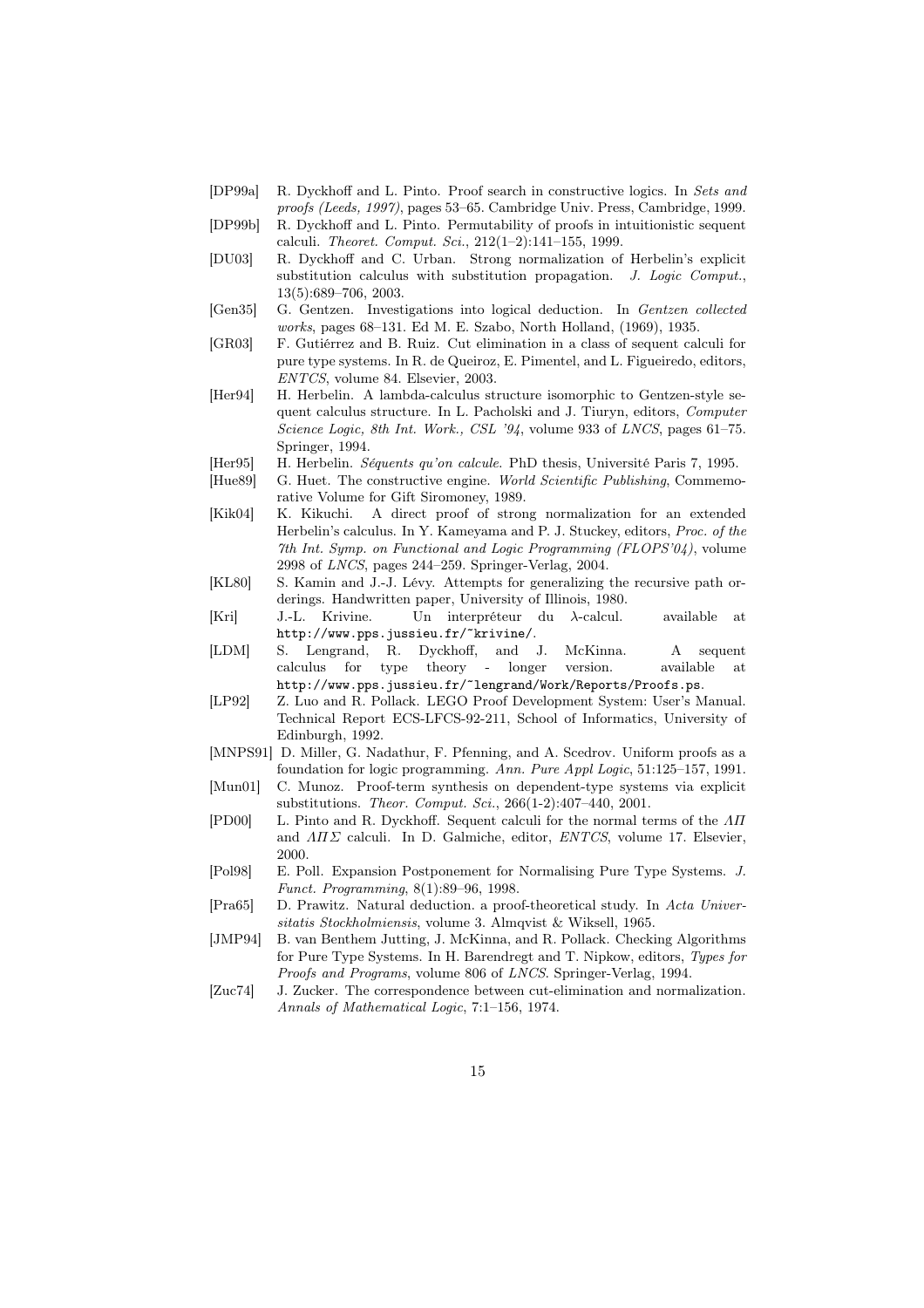[DP99a] R. Dyckhoff and L. Pinto. Proof search in constructive logics. In *Sets and proofs (Leeds, 1997)*, pages 53–65. Cambridge Univ. Press, Cambridge, 1999.

[DP99b] R. Dyckhoff and L. Pinto. Permutability of proofs in intuitionistic sequent calculi. *Theoret. Comput. Sci.*, 212(1–2):141–155, 1999.

[DU03] R. Dyckhoff and C. Urban. Strong normalization of Herbelin's explicit substitution calculus with substitution propagation. *J. Logic Comput.*, 13(5):689–706, 2003.

[Gen35] G. Gentzen. Investigations into logical deduction. In *Gentzen collected works*, pages 68–131. Ed M. E. Szabo, North Holland, (1969), 1935.

[GR03] F. Gutiérrez and B. Ruiz. Cut elimination in a class of sequent calculi for pure type systems. In R. de Queiroz, E. Pimentel, and L. Figueiredo, editors, *ENTCS*, volume 84. Elsevier, 2003.

[Her94] H. Herbelin. A lambda-calculus structure isomorphic to Gentzen-style sequent calculus structure. In L. Pacholski and J. Tiuryn, editors, *Computer Science Logic, 8th Int. Work., CSL '94*, volume 933 of *LNCS*, pages 61–75. Springer, 1994.

[Her95] H. Herbelin. *Séquents qu'on calcule*. PhD thesis, Université Paris 7, 1995.

[Hue89] G. Huet. The constructive engine. *World Scientific Publishing*, Commemorative Volume for Gift Siromoney, 1989.

[Kik04] K. Kikuchi. A direct proof of strong normalization for an extended Herbelin's calculus. In Y. Kameyama and P. J. Stuckey, editors, *Proc. of the 7th Int. Symp. on Functional and Logic Programming (FLOPS'04)*, volume 2998 of *LNCS*, pages 244–259. Springer-Verlag, 2004.

[KL80] S. Kamin and J.-J. Lévy. Attempts for generalizing the recursive path orderings. Handwritten paper, University of Illinois, 1980.

[Kri] J.-L. Krivine. Un interpréteur du $\lambda$-calcul. available at http://www.pps.jussieu.fr/~krivine/.

[LDM] S. Lengrand, R. Dyckhoff, and J. McKinna. A sequent calculus for type theory - longer version. available at http://www.pps.jussieu.fr/~lengrand/Work/Reports/Proofs.ps.

[LP92] Z. Luo and R. Pollack. LEGO Proof Development System: User's Manual. Technical Report ECS-LFCS-92-211, School of Informatics, University of Edinburgh, 1992.

[MNPS91] D. Miller, G. Nadathur, F. Pfenning, and A. Scedrov. Uniform proofs as a foundation for logic programming. *Ann. Pure Appl Logic*, 51:125–157, 1991.

[Mun01] C. Munoz. Proof-term synthesis on dependent-type systems via explicit substitutions. *Theor. Comput. Sci.*, 266(1-2):407–440, 2001.

[PD00] L. Pinto and R. Dyckhoff. Sequent calculi for the normal terms of the $\Lambda\Pi$ and $\Lambda\Pi\Sigma$ calculi. In D. Galmiche, editor, *ENTCS*, volume 17. Elsevier, 2000.

[Pol98] E. Poll. Expansion Postponement for Normalising Pure Type Systems. *J. Funct. Programming*, 8(1):89–96, 1998.

[Pra65] D. Prawitz. Natural deduction. a proof-theoretical study. In *Acta Universitatis Stockholmiensis*, volume 3. Almqvist & Wiksell, 1965.

[JMP94] B. van Benthem Jutting, J. McKinna, and R. Pollack. Checking Algorithms for Pure Type Systems. In H. Barendregt and T. Nipkow, editors, *Types for Proofs and Programs*, volume 806 of *LNCS*. Springer-Verlag, 1994.

[Zuc74] J. Zucker. The correspondence between cut-elimination and normalization. *Annals of Mathematical Logic*, 7:1–156, 1974.